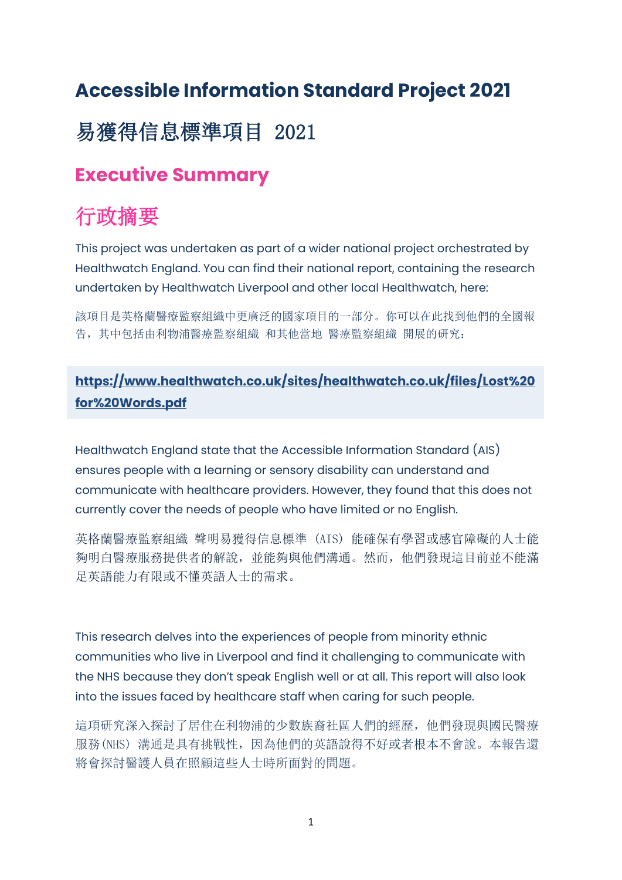# Accessible Information Standard Project 2021

# 易獲得信息標準項目 2021

## Executive Summary

## 行政摘要

This project was undertaken as part of a wider national project orchestrated by Healthwatch England. You can find their national report, containing the research undertaken by Healthwatch Liverpool and other local Healthwatch, here:

該項目是英格蘭醫療監察組織中更廣泛的國家項目的一部分。你可以在此找到他們的全國報告，其中包括由利物浦醫療監察組織 和其他當地 醫療監察組織 開展的研究：

**https://www.healthwatch.co.uk/sites/healthwatch.co.uk/files/Lost%20for%20Words.pdf**

Healthwatch England state that the Accessible Information Standard (AIS) ensures people with a learning or sensory disability can understand and communicate with healthcare providers. However, they found that this does not currently cover the needs of people who have limited or no English.

英格蘭醫療監察組織 聲明易獲得信息標準（AIS）能確保有學習或感官障礙的人士能夠明白醫療服務提供者的解說，並能夠與他們溝通。然而，他們發現這目前並不能滿足英語能力有限或不懂英語人士的需求。

This research delves into the experiences of people from minority ethnic communities who live in Liverpool and find it challenging to communicate with the NHS because they don't speak English well or at all. This report will also look into the issues faced by healthcare staff when caring for such people.

這項研究深入探討了居住在利物浦的少數族裔社區人們的經歷，他們發現與國民醫療服務(NHS) 溝通是具有挑戰性，因為他們的英語說得不好或者根本不會說。本報告還將會探討醫護人員在照顧這些人士時所面對的問題。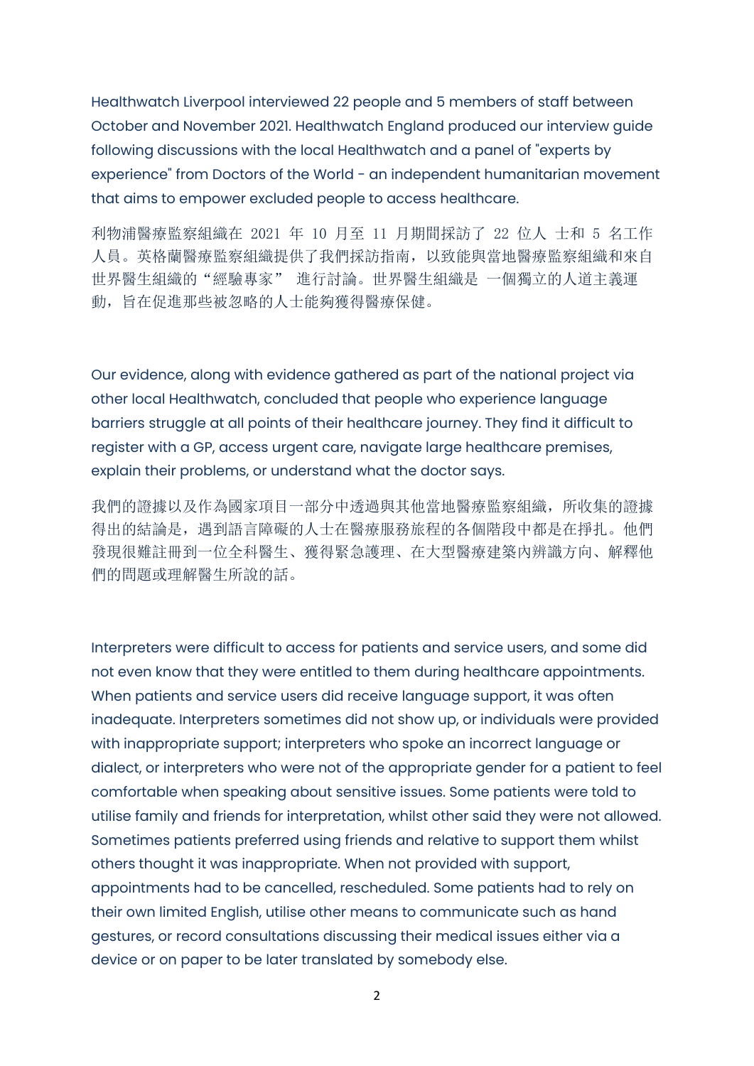Healthwatch Liverpool interviewed 22 people and 5 members of staff between October and November 2021. Healthwatch England produced our interview guide following discussions with the local Healthwatch and a panel of "experts by experience" from Doctors of the World - an independent humanitarian movement that aims to empower excluded people to access healthcare.

利物浦醫療監察組織在 2021 年 10 月至 11 月期間採訪了 22 位人 士和 5 名工作人員。英格蘭醫療監察組織提供了我們採訪指南，以致能與當地醫療監察組織和來自世界醫生組織的“經驗專家” 進行討論。世界醫生組織是 一個獨立的人道主義運動，旨在促進那些被忽略的人士能夠獲得醫療保健。

Our evidence, along with evidence gathered as part of the national project via other local Healthwatch, concluded that people who experience language barriers struggle at all points of their healthcare journey. They find it difficult to register with a GP, access urgent care, navigate large healthcare premises, explain their problems, or understand what the doctor says.

我們的證據以及作為國家項目一部分中透過與其他當地醫療監察組織，所收集的證據得出的結論是，遇到語言障礙的人士在醫療服務旅程的各個階段中都是在掙扎。他們發現很難註冊到一位全科醫生、獲得緊急護理、在大型醫療建築內辨識方向、解釋他們的問題或理解醫生所說的話。

Interpreters were difficult to access for patients and service users, and some did not even know that they were entitled to them during healthcare appointments. When patients and service users did receive language support, it was often inadequate. Interpreters sometimes did not show up, or individuals were provided with inappropriate support; interpreters who spoke an incorrect language or dialect, or interpreters who were not of the appropriate gender for a patient to feel comfortable when speaking about sensitive issues. Some patients were told to utilise family and friends for interpretation, whilst other said they were not allowed. Sometimes patients preferred using friends and relative to support them whilst others thought it was inappropriate. When not provided with support, appointments had to be cancelled, rescheduled. Some patients had to rely on their own limited English, utilise other means to communicate such as hand gestures, or record consultations discussing their medical issues either via a device or on paper to be later translated by somebody else.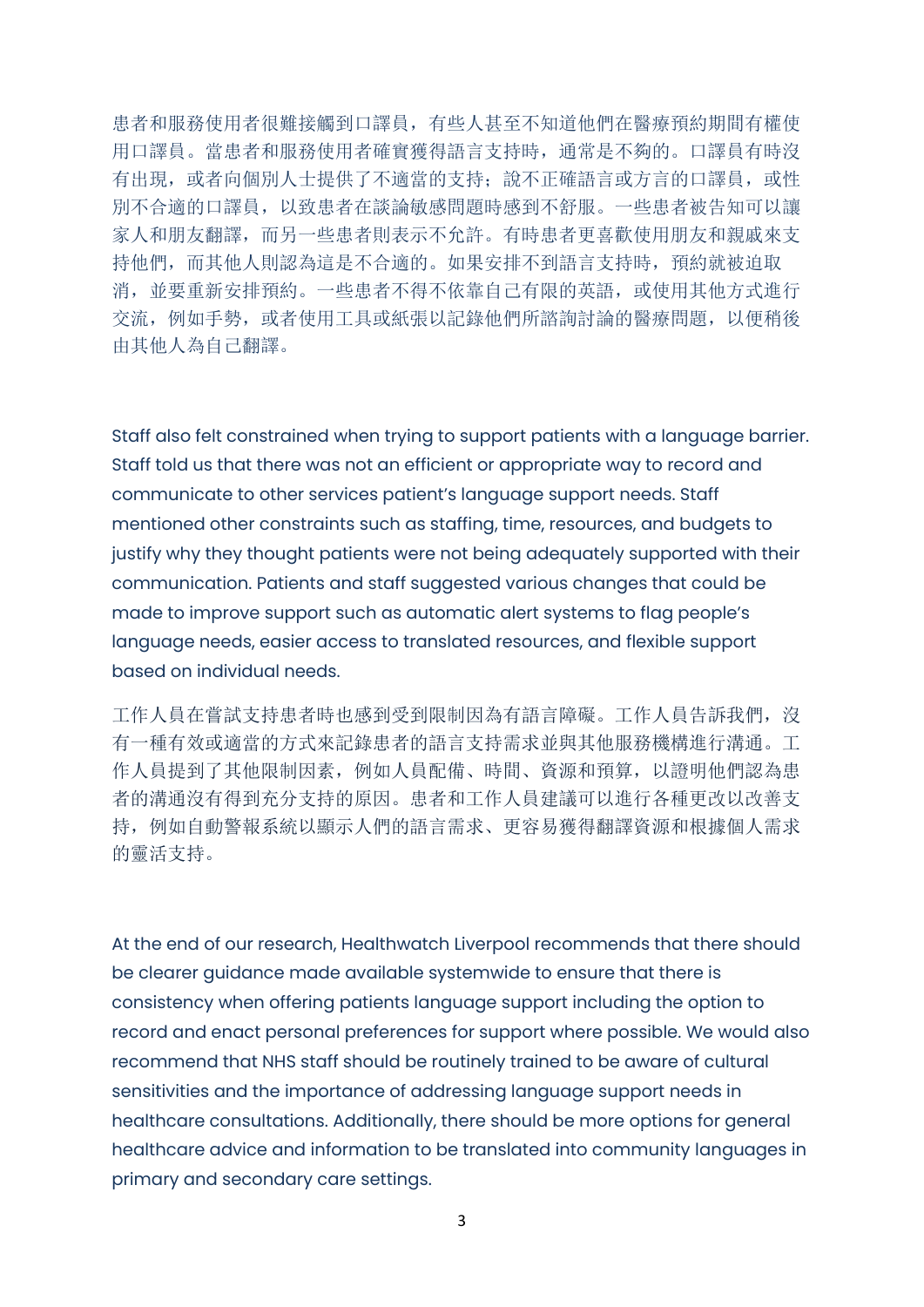患者和服務使用者很難接觸到口譯員，有些人甚至不知道他們在醫療預約期間有權使用口譯員。當患者和服務使用者確實獲得語言支持時，通常是不夠的。口譯員有時沒有出現，或者向個別人士提供了不適當的支持；說不正確語言或方言的口譯員，或性別不合適的口譯員，以致患者在談論敏感問題時感到不舒服。一些患者被告知可以讓家人和朋友翻譯，而另一些患者則表示不允許。有時患者更喜歡使用朋友和親戚來支持他們，而其他人則認為這是不合適的。如果安排不到語言支持時，預約就被迫取消，並要重新安排預約。一些患者不得不依靠自己有限的英語，或使用其他方式進行交流，例如手勢，或者使用工具或紙張以記錄他們所諮詢討論的醫療問題，以便稍後由其他人為自己翻譯。

Staff also felt constrained when trying to support patients with a language barrier. Staff told us that there was not an efficient or appropriate way to record and communicate to other services patient's language support needs. Staff mentioned other constraints such as staffing, time, resources, and budgets to justify why they thought patients were not being adequately supported with their communication. Patients and staff suggested various changes that could be made to improve support such as automatic alert systems to flag people's language needs, easier access to translated resources, and flexible support based on individual needs.

工作人員在嘗試支持患者時也感到受到限制因為有語言障礙。工作人員告訴我們，沒有一種有效或適當的方式來記錄患者的語言支持需求並與其他服務機構進行溝通。工作人員提到了其他限制因素，例如人員配備、時間、資源和預算，以證明他們認為患者的溝通沒有得到充分支持的原因。患者和工作人員建議可以進行各種更改以改善支持，例如自動警報系統以顯示人們的語言需求、更容易獲得翻譯資源和根據個人需求的靈活支持。

At the end of our research, Healthwatch Liverpool recommends that there should be clearer guidance made available systemwide to ensure that there is consistency when offering patients language support including the option to record and enact personal preferences for support where possible. We would also recommend that NHS staff should be routinely trained to be aware of cultural sensitivities and the importance of addressing language support needs in healthcare consultations. Additionally, there should be more options for general healthcare advice and information to be translated into community languages in primary and secondary care settings.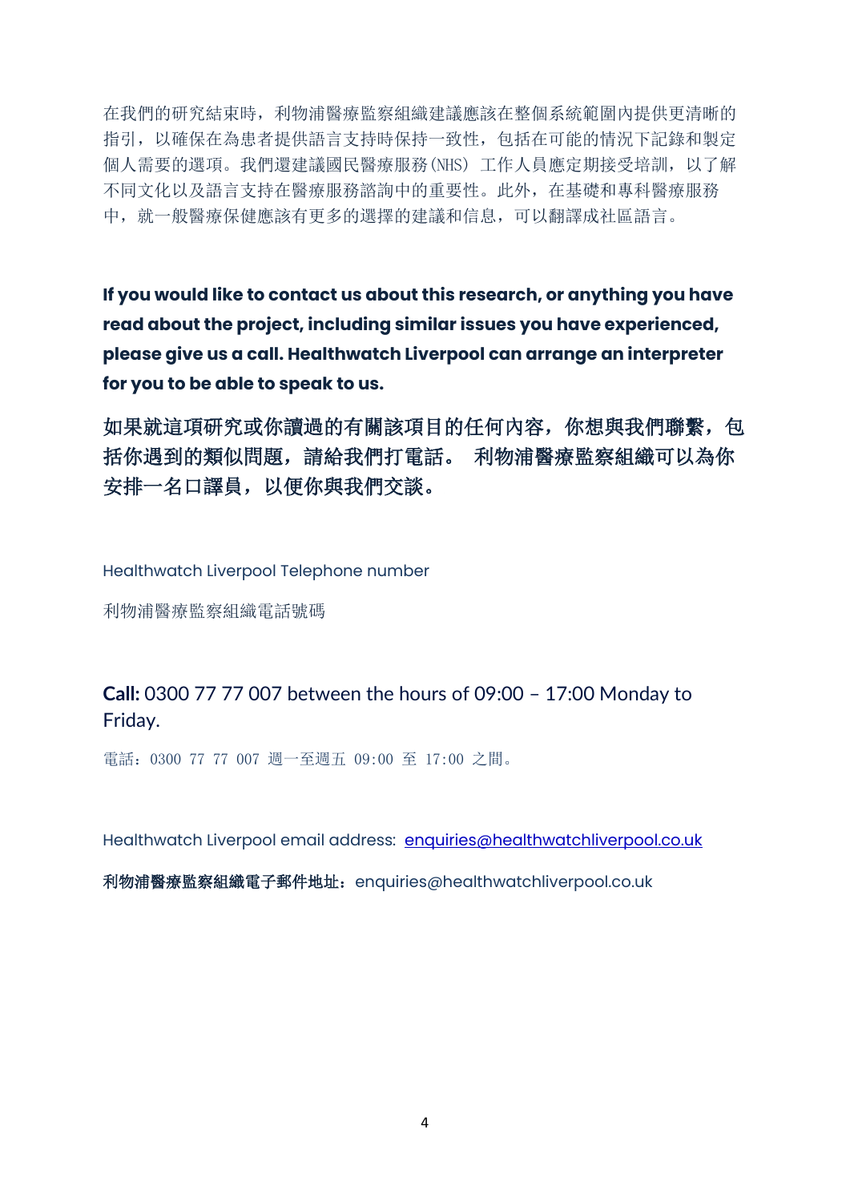在我們的研究結束時，利物浦醫療監察組織建議應該在整個系統範圍內提供更清晰的指引，以確保在為患者提供語言支持時保持一致性，包括在可能的情況下記錄和製定個人需要的選項。我們還建議國民醫療服務(NHS) 工作人員應定期接受培訓，以了解不同文化以及語言支持在醫療服務諮詢中的重要性。此外，在基礎和專科醫療服務中，就一般醫療保健應該有更多的選擇的建議和信息，可以翻譯成社區語言。

**If you would like to contact us about this research, or anything you have read about the project, including similar issues you have experienced, please give us a call. Healthwatch Liverpool can arrange an interpreter for you to be able to speak to us.**

**如果就這項研究或你讀過的有關該項目的任何內容，你想與我們聯繫，包括你遇到的類似問題，請給我們打電話。 利物浦醫療監察組織可以為你安排一名口譯員，以便你與我們交談。**

Healthwatch Liverpool Telephone number

利物浦醫療監察組織電話號碼

**Call:** 0300 77 77 007 between the hours of 09:00 – 17:00 Monday to Friday.

電話：0300 77 77 007 週一至週五 09:00 至 17:00 之間。

Healthwatch Liverpool email address: enquiries@healthwatchliverpool.co.uk

**利物浦醫療監察組織電子郵件地址：**enquiries@healthwatchliverpool.co.uk